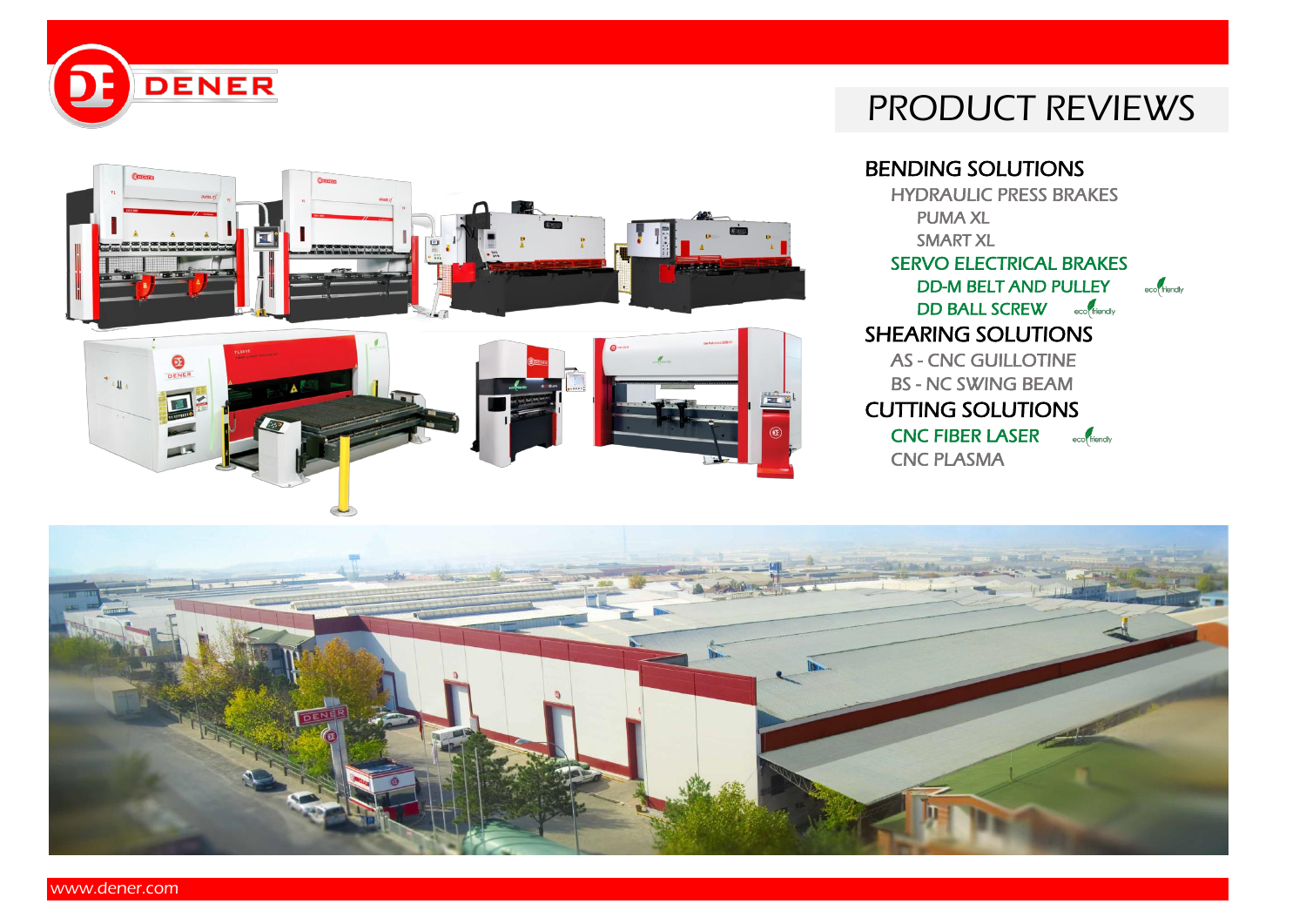DENER

# PRODUCT REVIEWS

## BENDING SOLUTIONS

- HYDRAULIC PRESS BRAKES
  - PUMA XL
  - SMART XL
- SERVO ELECTRICAL BRAKES
  - DD-M BELT AND PULLEY (eco friendly)
  - DD BALL SCREW (eco friendly)

## SHEARING SOLUTIONS

- AS - CNC GUILLOTINE
- BS - NC SWING BEAM

## CUTTING SOLUTIONS

- CNC FIBER LASER (eco friendly)
- CNC PLASMA

www.dener.com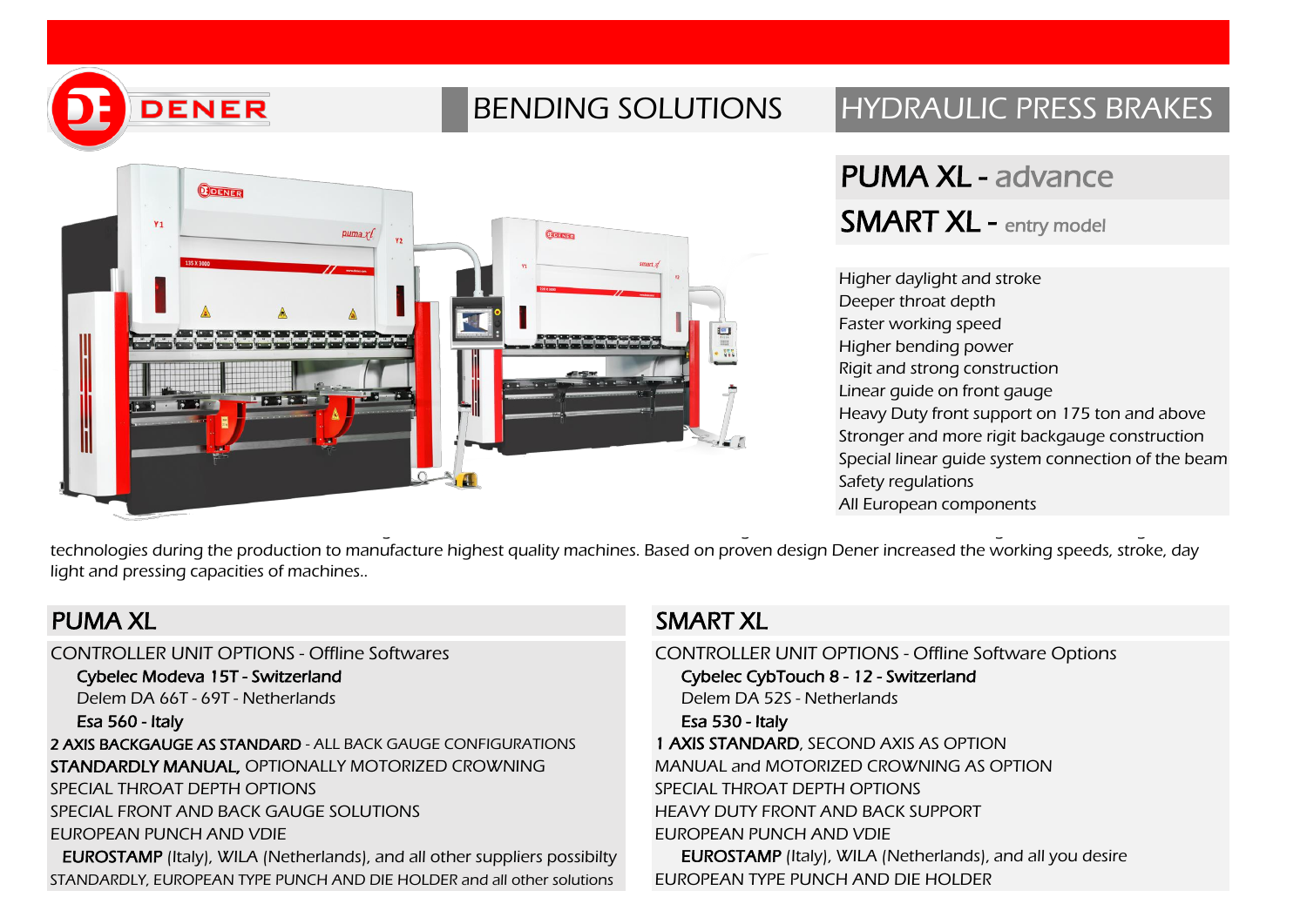DENER

# BENDING SOLUTIONS

# HYDRAULIC PRESS BRAKES

## PUMA XL - advance

## SMART XL - entry model

- Higher daylight and stroke
- Deeper throat depth
- Faster working speed
- Higher bending power
- Rigit and strong construction
- Linear guide on front gauge
- Heavy Duty front support on 175 ton and above
- Stronger and more rigit backgauge construction
- Special linear guide system connection of the beam
- Safety regulations
- All European components

technologies during the production to manufacture highest quality machines. Based on proven design Dener increased the working speeds, stroke, day light and pressing capacities of machines..

## PUMA XL

CONTROLLER UNIT OPTIONS - Offline Softwares

- **Cybelec Modeva 15T - Switzerland**
- Delem DA 66T - 69T - Netherlands
- **Esa 560 - Italy**

**2 AXIS BACKGAUGE AS STANDARD** - ALL BACK GAUGE CONFIGURATIONS

**STANDARDLY MANUAL,** OPTIONALLY MOTORIZED CROWNING

SPECIAL THROAT DEPTH OPTIONS

SPECIAL FRONT AND BACK GAUGE SOLUTIONS

EUROPEAN PUNCH AND VDIE

**EUROSTAMP** (Italy), WILA (Netherlands), and all other suppliers possibilty

STANDARDLY, EUROPEAN TYPE PUNCH AND DIE HOLDER and all other solutions

## SMART XL

CONTROLLER UNIT OPTIONS - Offline Software Options

- **Cybelec CybTouch 8 - 12 - Switzerland**
- Delem DA 52S - Netherlands
- **Esa 530 - Italy**

**1 AXIS STANDARD**, SECOND AXIS AS OPTION

MANUAL and MOTORIZED CROWNING AS OPTION

SPECIAL THROAT DEPTH OPTIONS

HEAVY DUTY FRONT AND BACK SUPPORT

EUROPEAN PUNCH AND VDIE

**EUROSTAMP** (Italy), WILA (Netherlands), and all you desire

EUROPEAN TYPE PUNCH AND DIE HOLDER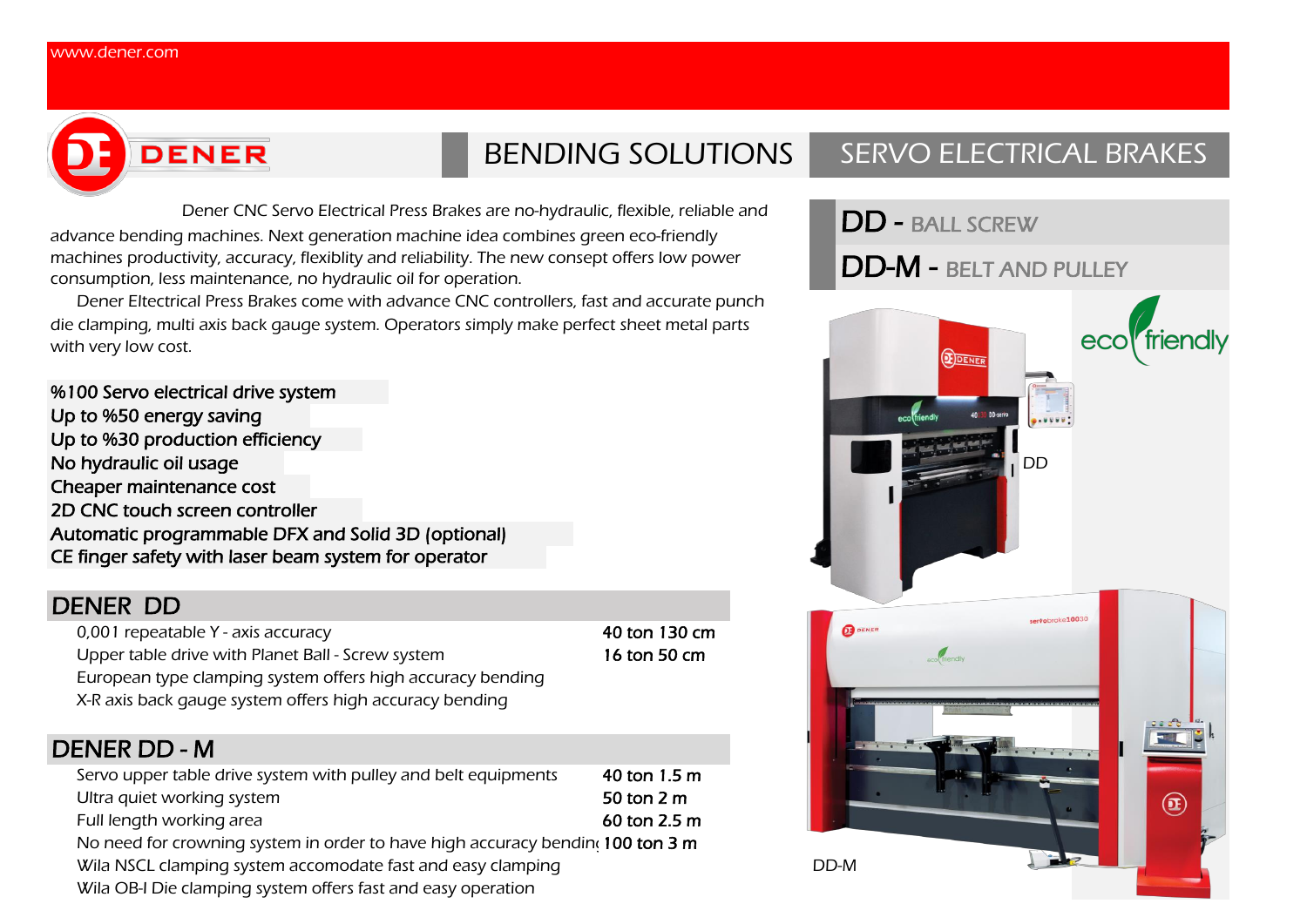www.dener.com

DENER

# BENDING SOLUTIONS

# SERVO ELECTRICAL BRAKES

Dener CNC Servo Electrical Press Brakes are no-hydraulic, flexible, reliable and advance bending machines. Next generation machine idea combines green eco-friendly machines productivity, accuracy, flexiblity and reliability. The new consept offers low power consumption, less maintenance, no hydraulic oil for operation.

Dener Eltectrical Press Brakes come with advance CNC controllers, fast and accurate punch die clamping, multi axis back gauge system. Operators simply make perfect sheet metal parts with very low cost.

- %100 Servo electrical drive system
- Up to %50 energy saving
- Up to %30 production efficiency
- No hydraulic oil usage
- Cheaper maintenance cost
- 2D CNC touch screen controller
- Automatic programmable DFX and Solid 3D (optional)
- CE finger safety with laser beam system for operator

## DD - BALL SCREW

## DD-M - BELT AND PULLEY

eco friendly

DD

DD-M

## DENER DD

| Features | Models |
|---|---|
| 0,001 repeatable Y - axis accuracy | 40 ton 130 cm |
| Upper table drive with Planet Ball - Screw system | 16 ton 50 cm |
| European type clamping system offers high accuracy bending | |
| X-R axis back gauge system offers high accuracy bending | |

## DENER DD - M

| Features | Models |
|---|---|
| Servo upper table drive system with pulley and belt equipments | 40 ton 1.5 m |
| Ultra quiet working system | 50 ton 2 m |
| Full length working area | 60 ton 2.5 m |
| No need for crowning system in order to have high accuracy bendin | 100 ton 3 m |
| Wila NSCL clamping system accomodate fast and easy clamping | |
| Wila OB-I Die clamping system offers fast and easy operation | |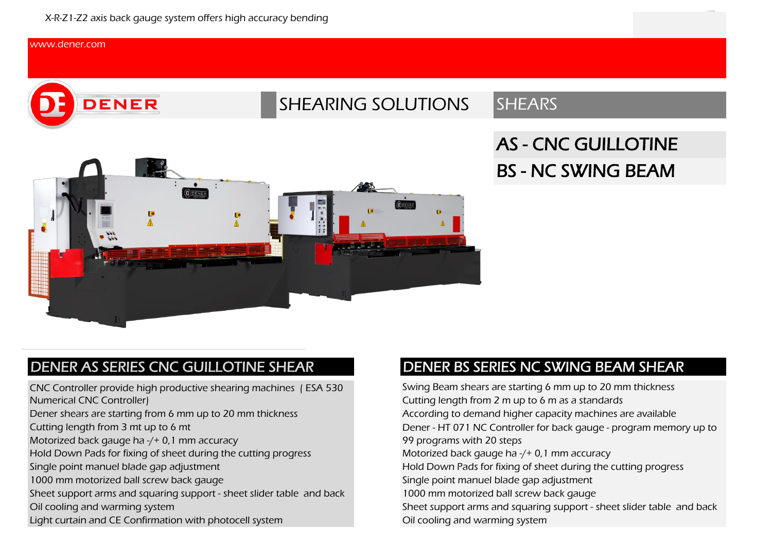X-R-Z1-Z2 axis back gauge system offers high accuracy bending

www.dener.com

DENER

SHEARING SOLUTIONS | SHEARS

# AS - CNC GUILLOTINE
# BS - NC SWING BEAM

## DENER AS SERIES CNC GUILLOTINE SHEAR

CNC Controller provide high productive shearing machines ( ESA 530 Numerical CNC Controller)
Dener shears are starting from 6 mm up to 20 mm thickness
Cutting length from 3 mt up to 6 mt
Motorized back gauge ha -/+ 0,1 mm accuracy
Hold Down Pads for fixing of sheet during the cutting progress
Single point manuel blade gap adjustment
1000 mm motorized ball screw back gauge
Sheet support arms and squaring support - sheet slider table and back
Oil cooling and warming system
Light curtain and CE Confirmation with photocell system

## DENER BS SERIES NC SWING BEAM SHEAR

Swing Beam shears are starting 6 mm up to 20 mm thickness
Cutting length from 2 m up to 6 m as a standards
According to demand higher capacity machines are available
Dener - HT 071 NC Controller for back gauge - program memory up to 99 programs with 20 steps
Motorized back gauge ha -/+ 0,1 mm accuracy
Hold Down Pads for fixing of sheet during the cutting progress
Single point manuel blade gap adjustment
1000 mm motorized ball screw back gauge
Sheet support arms and squaring support - sheet slider table and back
Oil cooling and warming system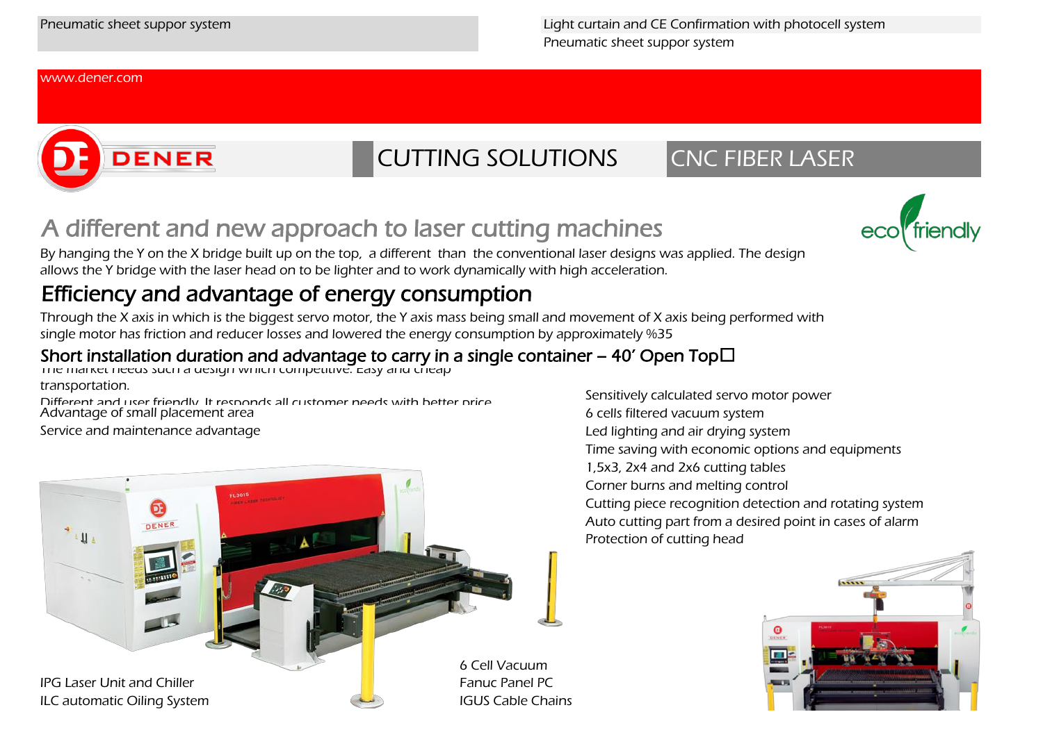Pneumatic sheet suppor system

Light curtain and CE Confirmation with photocell system
Pneumatic sheet suppor system

www.dener.com

DENER

CUTTING SOLUTIONS

CNC FIBER LASER

# A different and new approach to laser cutting machines

eco friendly

By hanging the Y on the X bridge built up on the top, a different than the conventional laser designs was applied. The design allows the Y bridge with the laser head on to be lighter and to work dynamically with high acceleration.

## Efficiency and advantage of energy consumption

Through the X axis in which is the biggest servo motor, the Y axis mass being small and movement of X axis being performed with single motor has friction and reducer losses and lowered the energy consumption by approximately %35

## Short installation duration and advantage to carry in a single container – 40' Open Top

The market needs such a design which competitive. Easy and cheap transportation.

Different and user friendly. It responds all customer needs with better price

Advantage of small placement area

Service and maintenance advantage

Sensitively calculated servo motor power
6 cells filtered vacuum system
Led lighting and air drying system
Time saving with economic options and equipments
1,5x3, 2x4 and 2x6 cutting tables
Corner burns and melting control
Cutting piece recognition detection and rotating system
Auto cutting part from a desired point in cases of alarm
Protection of cutting head

IPG Laser Unit and Chiller
ILC automatic Oiling System

6 Cell Vacuum
Fanuc Panel PC
IGUS Cable Chains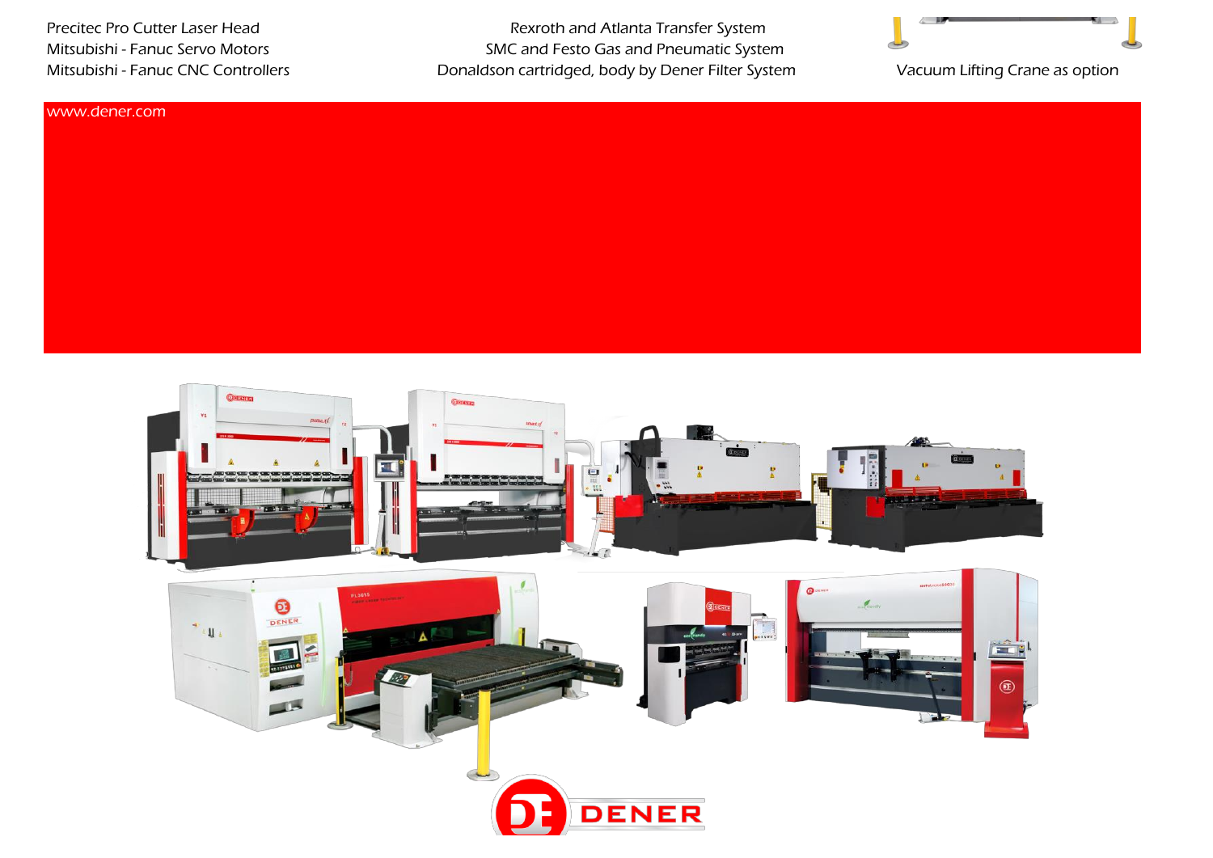Precitec Pro Cutter Laser Head
Mitsubishi - Fanuc Servo Motors
Mitsubishi - Fanuc CNC Controllers

Rexroth and Atlanta Transfer System
SMC and Festo Gas and Pneumatic System
Donaldson cartridged, body by Dener Filter System

Vacuum Lifting Crane as option

www.dener.com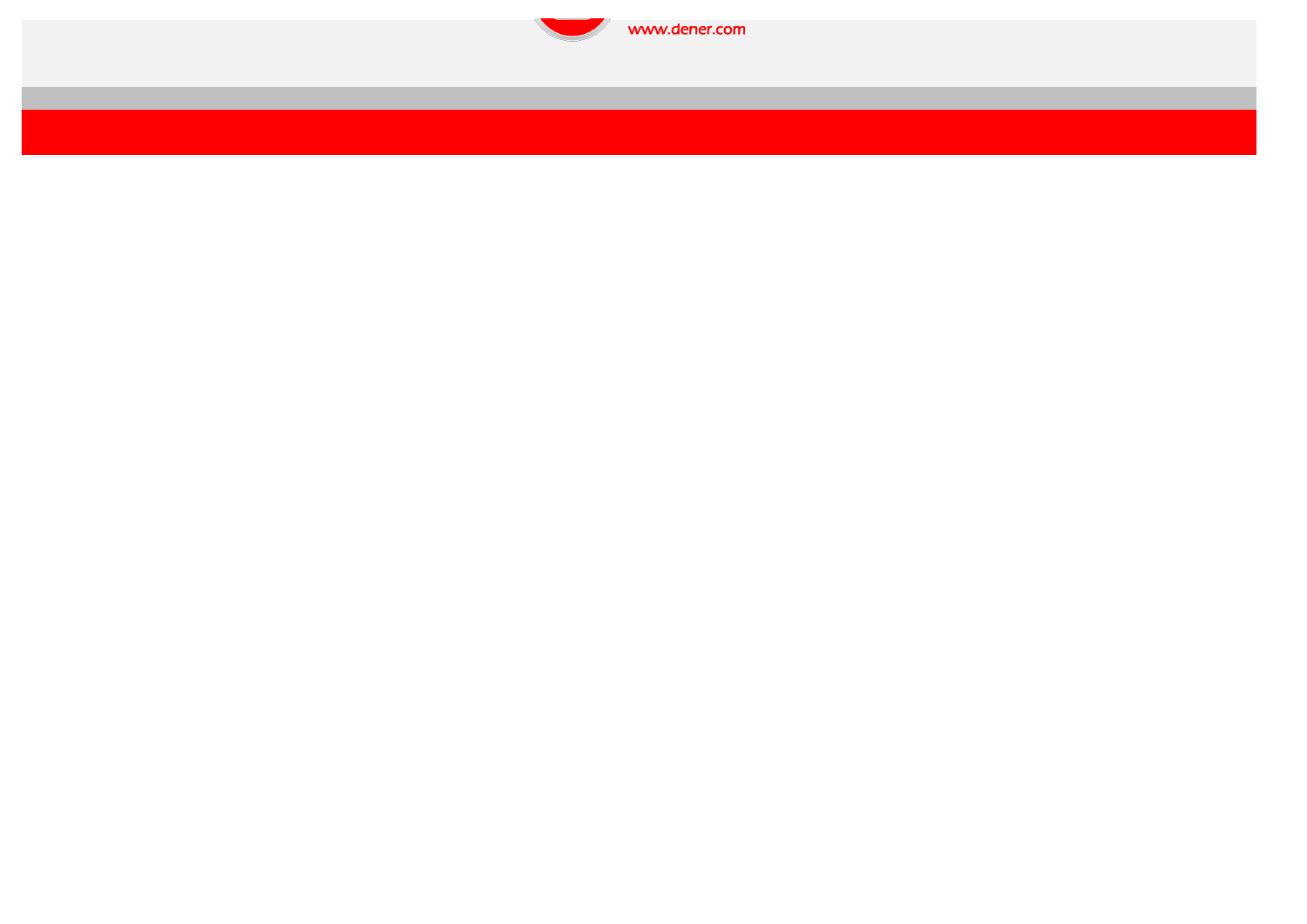www.dener.com